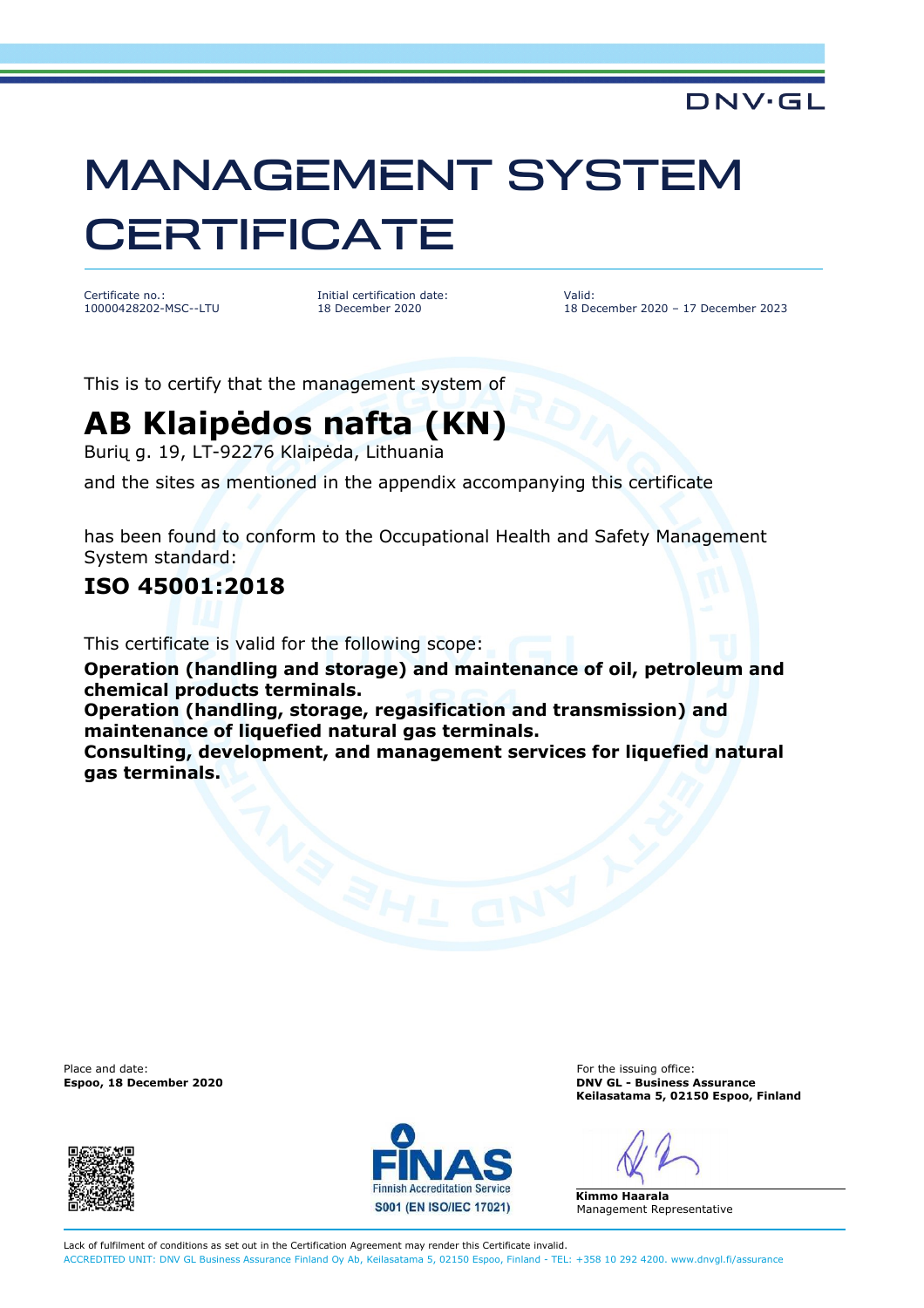DNV·GL

# MANAGEMENT SYSTEM CERTIFICATE

| Certificate no.: | Initial certification date: | Valid: |
| --- | --- | --- |
| 10000428202-MSC--LTU | 18 December 2020 | 18 December 2020 – 17 December 2023 |

This is to certify that the management system of

## AB Klaipėdos nafta (KN)

Burių g. 19, LT-92276 Klaipėda, Lithuania

and the sites as mentioned in the appendix accompanying this certificate

has been found to conform to the Occupational Health and Safety Management System standard:

### ISO 45001:2018

This certificate is valid for the following scope:

**Operation (handling and storage) and maintenance of oil, petroleum and chemical products terminals.**
**Operation (handling, storage, regasification and transmission) and maintenance of liquefied natural gas terminals.**
**Consulting, development, and management services for liquefied natural gas terminals.**

Place and date:
**Espoo, 18 December 2020**

For the issuing office:
**DNV GL - Business Assurance**
**Keilasatama 5, 02150 Espoo, Finland**

FINAS
Finnish Accreditation Service
S001 (EN ISO/IEC 17021)

**Kimmo Haarala**
Management Representative

Lack of fulfilment of conditions as set out in the Certification Agreement may render this Certificate invalid.
ACCREDITED UNIT: DNV GL Business Assurance Finland Oy Ab, Keilasatama 5, 02150 Espoo, Finland - TEL: +358 10 292 4200. www.dnvgl.fi/assurance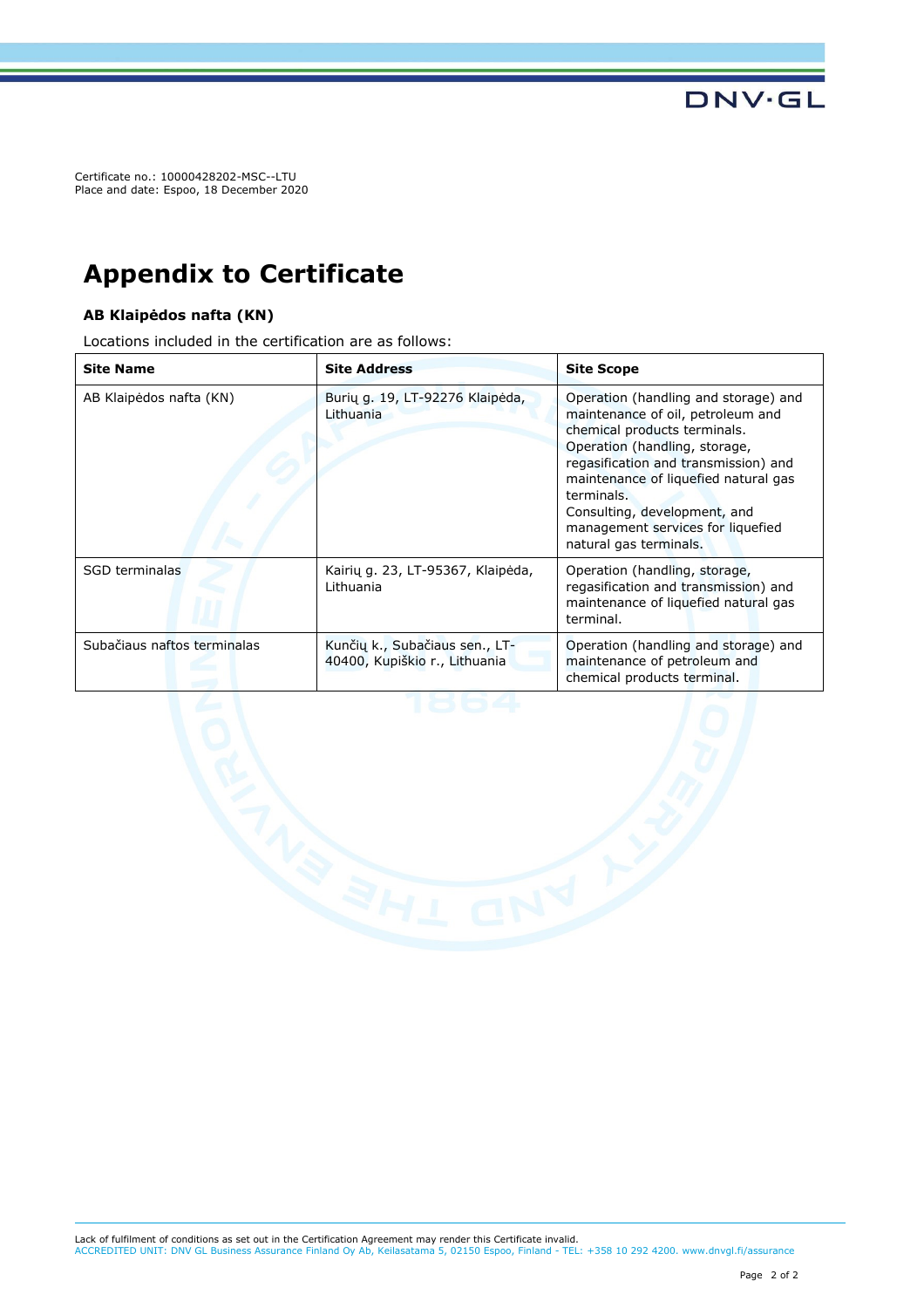Certificate no.: 10000428202-MSC--LTU
Place and date: Espoo, 18 December 2020

# Appendix to Certificate

### AB Klaipėdos nafta (KN)

Locations included in the certification are as follows:

| Site Name | Site Address | Site Scope |
|---|---|---|
| AB Klaipėdos nafta (KN) | Burių g. 19, LT-92276 Klaipėda, Lithuania | Operation (handling and storage) and maintenance of oil, petroleum and chemical products terminals. Operation (handling, storage, regasification and transmission) and maintenance of liquefied natural gas terminals. Consulting, development, and management services for liquefied natural gas terminals. |
| SGD terminalas | Kairių g. 23, LT-95367, Klaipėda, Lithuania | Operation (handling, storage, regasification and transmission) and maintenance of liquefied natural gas terminal. |
| Subačiaus naftos terminalas | Kunčių k., Subačiaus sen., LT-40400, Kupiškio r., Lithuania | Operation (handling and storage) and maintenance of petroleum and chemical products terminal. |

Lack of fulfilment of conditions as set out in the Certification Agreement may render this Certificate invalid.
ACCREDITED UNIT: DNV GL Business Assurance Finland Oy Ab, Keilasatama 5, 02150 Espoo, Finland - TEL: +358 10 292 4200. www.dnvgl.fi/assurance